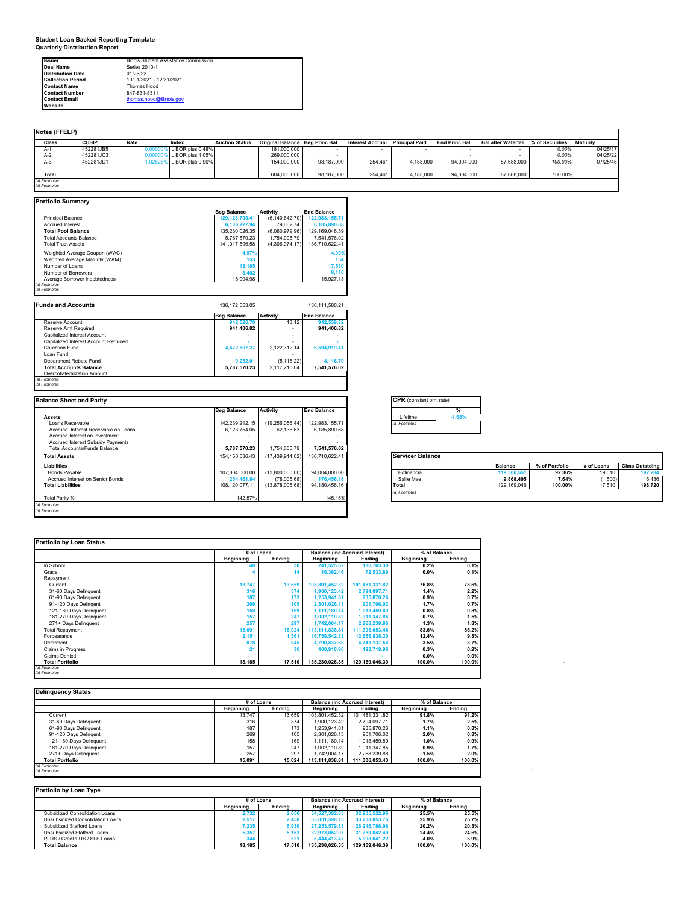**Student Loan Backed Reporting Template**
**Quarterly Distribution Report**

| | |
|---|---|
| **Issuer** | Illinois Student Assistance Commission |
| **Deal Name** | Series 2010-1 |
| **Distribution Date** | 01/25/22 |
| **Collection Period** | 10/01/2021 - 12/31/2021 |
| **Contact Name** | Thomas Hood |
| **Contact Number** | 847-831-8311 |
| **Contact Email** | thomas.hood@illinois.gov |
| **Website** | |

## Notes (FFELP)

| Class | CUSIP | Rate | Index | Auction Status | Original Balance | Beg Princ Bal | Interest Accrual | Principal Paid | End Princ Bal | Bal after Waterfall | % of Securities | Maturity |
|---|---|---|---|---|---|---|---|---|---|---|---|---|
| A-1 | 452281JB5 | 0.00000% | LIBOR plus 0.48% | | 181,000,000 | - | - | - | - | - | 0.00% | 04/25/17 |
| A-2 | 452281JC3 | 0.00000% | LIBOR plus 1.05% | | 269,000,000 | - | | | - | - | 0.00% | 04/25/22 |
| A-3 | 452281JD1 | 1.02525% | LIBOR plus 0.90% | | 154,000,000 | 98,187,000 | 254,461 | 4,183,000 | 94,004,000 | 87,688,000 | 100.00% | 07/25/45 |
| **Total** | | | | | 604,000,000 | 98,187,000 | 254,461 | 4,183,000 | 94,004,000 | 87,688,000 | 100.00% | |

*(a) Footnotes*
*(b) Footnotes*

## Portfolio Summary

| | Beg Balance | Activity | End Balance |
|---|---|---|---|
| Principal Balance | 129,123,798.41 | (6,140,642.70) | 122,983,155.71 |
| Accrued Interest | 6,106,227.94 | 79,662.74 | 6,185,890.68 |
| **Total Pool Balance** | 135,230,026.35 | (6,060,979.96) | 129,169,046.39 |
| Total Accounts Balance | 5,787,570.23 | 1,754,005.79 | 7,541,576.02 |
| Total Trust Assets | 141,017,596.58 | (4,306,974.17) | 136,710,622.41 |
| Weighted Average Coupon (WAC) | 4.97% | | 4.99% |
| Weghted Average Maturity (WAM) | 153 | | 154 |
| Number of Loans | 18,185 | | 17,510 |
| Number of Borrowers | 8,402 | | 8,110 |
| Average Borrower Indebtedness | 16,094.98 | | 15,927.13 |

*(a) Footnotes*
*(b) Footnotes*

## Funds and Accounts

| | Beg Balance | Activity | End Balance |
|---|---|---|---|
| | 136,172,553.05 | | 130,111,586.21 |
| Reserve Account | 942,526.70 | 13.12 | 942,539.82 |
| Reserve Amt Required | **941,406.82** | - | **941,406.82** |
| Capitalized Interest Account | - | - | - |
| Capitalized Interest Account Required | - | - | - |
| Collection Fund | 4,472,607.27 | 2,122,312.14 | 6,594,919.41 |
| Loan Fund | | - | - |
| Department Rebate Fund | 9,232.01 | (5,115.22) | 4,116.79 |
| **Total Accounts Balance** | **5,787,570.23** | **2,117,210.04** | **7,541,576.02** |
| Overcollateralization Amount | | | |

*(a) Footnotes*
*(b) Footnotes*

## Balance Sheet and Parity

| | Beg Balance | Activity | End Balance |
|---|---|---|---|
| **Assets** | | | |
| Loans Receivable | 142,239,212.15 | (19,256,056.44) | 122,983,155.71 |
| Accrued Interest Receivable on Loans | 6,123,754.05 | 62,136.63 | 6,185,890.68 |
| Accrued Interest on Investment | - | | - |
| Accrued Interest Subsidy Payments | - | | - |
| Total Accounts/Funds Balance | **5,787,570.23** | 1,754,005.79 | **7,541,576.02** |
| **Total Assets** | 154,150,536.43 | (17,439,914.02) | 136,710,622.41 |
| **Liabilities** | | | |
| Bonds Payable | 107,804,000.00 | (13,800,000.00) | 94,004,000.00 |
| Accrued Interest on Senior Bonds | 254,461.84 | (78,005.68) | 176,456.16 |
| **Total Liabilities** | 108,120,077.11 | (13,878,005.68) | 94,180,456.16 |
| Total Parity % | 142.57% | | 145.16% |

*(a) Footnotes*
*(b) Footnotes*

## CPR (constant pmt rate)

| | % |
|---|---|
| Lifetime | -1.68% |

*(a) Footnotes*

## Servicer Balance

| | Balance | % of Portfolio | # of Loans | Clms Outstding |
|---|---|---|---|---|
| Edfinancial | 119,300,551 | 92.36% | 19,010 | 182,284 |
| Sallie Mae | 9,868,495 | 7.64% | (1,500) | 16,436 |
| **Total** | 129,169,046 | 100.00% | 17,510 | 198,720 |

*(a) Footnotes*

## Portfolio by Loan Status

| | # of Loans | | Balance (inc Accrued Interest) | | % of Balance | |
|---|---|---|---|---|---|---|
| | Beginning | Ending | Beginning | Ending | Beginning | Ending |
| In School | 40 | 30 | 241,525.67 | 186,763.30 | 0.2% | 0.1% |
| Grace | 4 | 14 | 16,362.46 | 72,533.89 | 0.0% | 0.1% |
| Repayment | | | | | | |
| Current | 13,747 | 13,659 | 103,801,452.32 | 101,481,331.82 | 76.8% | 78.6% |
| 31-60 Days Delinquent | 316 | 374 | 1,900,123.42 | 2,794,097.71 | 1.4% | 2.2% |
| 61-90 Days Delinquent | 187 | 173 | 1,253,941.81 | 935,870.26 | 0.9% | 0.7% |
| 91-120 Days Delingent | 269 | 105 | 2,301,026.13 | 901,706.02 | 1.7% | 0.7% |
| 121-180 Days Delinquent | 158 | 169 | 1,111,180.14 | 1,013,459.89 | 0.8% | 0.8% |
| 181-270 Days Delinquent | 157 | 247 | 1,002,110.82 | 1,911,347.85 | 0.7% | 1.5% |
| 271+ Days Delinquent | 257 | 297 | 1,742,004.17 | 2,268,239.88 | 1.3% | 1.8% |
| Total Repayment | 15,091 | 15,024 | 113,111,838.81 | 111,306,053.46 | 83.6% | 86.2% |
| Forbearance | 2,151 | 1,561 | 16,758,542.83 | 12,656,838.20 | 12.4% | 9.8% |
| Deferment | 878 | 845 | 4,700,837.68 | 4,748,137.58 | 3.5% | 3.7% |
| Claims in Progress | 21 | 36 | 400,918.90 | 198,719.96 | 0.3% | 0.2% |
| Claims Denied | - | - | - | - | 0.0% | 0.0% |
| **Total Portfolio** | 18,185 | 17,510 | 135,230,026.35 | 129,169,046.39 | 100.0% | 100.0% |

*(a) Footnotes*
*(b) Footnotes*

## Delinquency Status

| | # of Loans | | Balance (inc Accrued Interest) | | % of Balance | |
|---|---|---|---|---|---|---|
| | Beginning | Ending | Beginning | Ending | Beginning | Ending |
| Current | 13,747 | 13,659 | 103,801,452.32 | 101,481,331.82 | 91.8% | 91.2% |
| 31-60 Days Delinquent | 316 | 374 | 1,900,123.42 | 2,794,097.71 | 1.7% | 2.5% |
| 61-90 Days Delinquent | 187 | 173 | 1,253,941.81 | 935,870.26 | 1.1% | 0.8% |
| 91-120 Days Delingent | 269 | 105 | 2,301,026.13 | 901,706.02 | 2.0% | 0.8% |
| 121-180 Days Delinquent | 158 | 169 | 1,111,180.14 | 1,013,459.89 | 1.0% | 0.9% |
| 181-270 Days Delinquent | 157 | 247 | 1,002,110.82 | 1,911,347.85 | 0.9% | 1.7% |
| 271+ Days Delinquent | 257 | 297 | 1,742,004.17 | 2,268,239.88 | 1.5% | 2.0% |
| **Total Portfolio** | 15,091 | 15,024 | 113,111,838.81 | 111,306,053.43 | 100.0% | 100.0% |

*(a) Footnotes*
*(b) Footnotes*

## Portfolio by Loan Type

| | # of Loans | | Balance (inc Accrued Interest) | | % of Balance | |
|---|---|---|---|---|---|---|
| | Beginning | Ending | Beginning | Ending | Beginning | Ending |
| Subsidized Consolidation Loans | 2,732 | 2,656 | 34,527,382.83 | 32,905,522.96 | 25.5% | 25.5% |
| Unsubsidized Consolidation Loans | 2,517 | 2,450 | 35,031,598.15 | 33,208,853.75 | 25.9% | 25.7% |
| Subsidized Stafford Loans | 7,235 | 6,930 | 27,253,579.83 | 26,216,786.06 | 20.2% | 20.3% |
| Unsubsidized Stafford Loans | 5,357 | 5,153 | 32,973,052.07 | 31,739,842.40 | 24.4% | 24.6% |
| PLUS / GradPLUS / SLS Loans | 344 | 321 | 5,444,413.47 | 5,098,041.22 | 4.0% | 3.9% |
| **Total Balance** | 18,185 | 17,510 | 135,230,026.35 | 129,169,046.39 | 100.0% | 100.0% |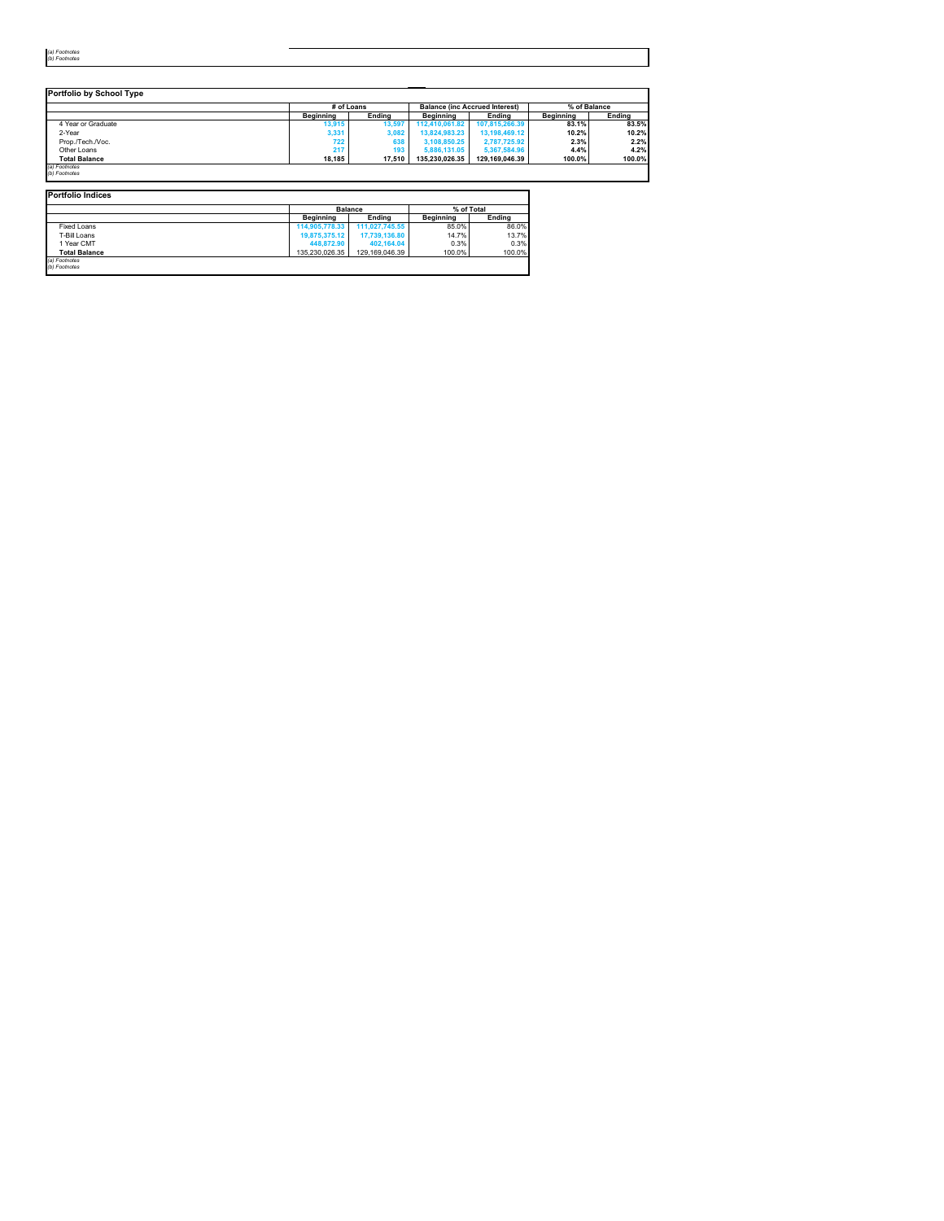*(a) Footnotes*
*(b) Footnotes*

## Portfolio by School Type

| | # of Loans | | Balance (inc Accrued Interest) | | % of Balance | |
|---|---|---|---|---|---|---|
| | Beginning | Ending | Beginning | Ending | Beginning | Ending |
| 4 Year or Graduate | 13,915 | 13,597 | 112,410,061.82 | 107,815,266.39 | 83.1% | 83.5% |
| 2-Year | 3,331 | 3,082 | 13,824,983.23 | 13,198,469.12 | 10.2% | 10.2% |
| Prop./Tech./Voc. | 722 | 638 | 3,108,850.25 | 2,787,725.92 | 2.3% | 2.2% |
| Other Loans | 217 | 193 | 5,886,131.05 | 5,367,584.96 | 4.4% | 4.2% |
| **Total Balance** | 18,185 | 17,510 | 135,230,026.35 | 129,169,046.39 | 100.0% | 100.0% |

*(a) Footnotes*
*(b) Footnotes*

## Portfolio Indices

| | Balance | | % of Total | |
|---|---|---|---|---|
| | Beginning | Ending | Beginning | Ending |
| Fixed Loans | 114,905,778.33 | 111,027,745.55 | 85.0% | 86.0% |
| T-Bill Loans | 19,875,375.12 | 17,739,136.80 | 14.7% | 13.7% |
| 1 Year CMT | 448,872.90 | 402,164.04 | 0.3% | 0.3% |
| **Total Balance** | 135,230,026.35 | 129,169,046.39 | 100.0% | 100.0% |

*(a) Footnotes*
*(b) Footnotes*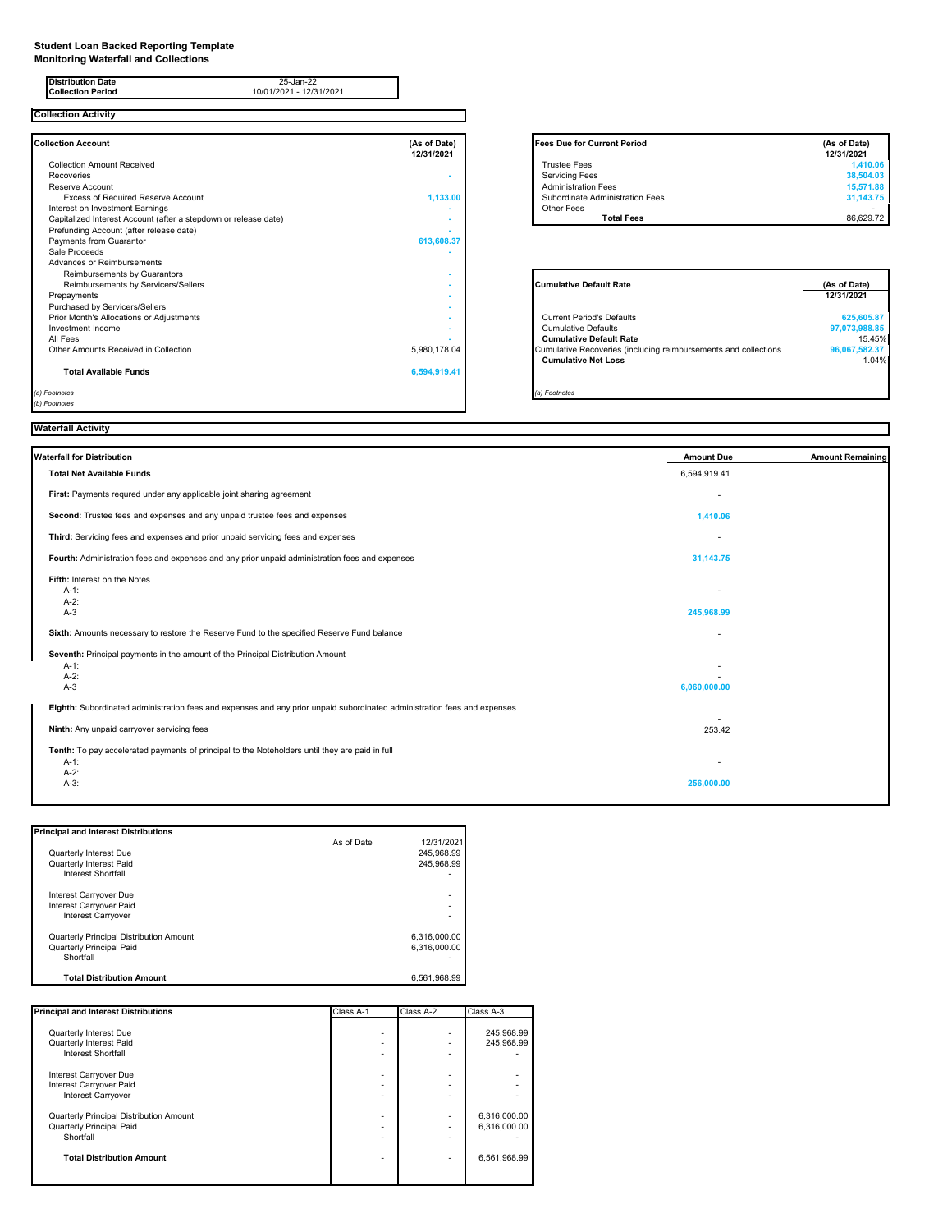# Student Loan Backed Reporting Template
## Monitoring Waterfall and Collections

| | |
|---|---|
| **Distribution Date** | 25-Jan-22 |
| **Collection Period** | 10/01/2021 - 12/31/2021 |

## Collection Activity

| **Collection Account** | **(As of Date)** |
|---|---|
| | **12/31/2021** |
| Collection Amount Received | |
| Recoveries | - |
| Reserve Account | |
| Excess of Required Reserve Account | 1,133.00 |
| Interest on Investment Earnings | - |
| Capitalized Interest Account (after a stepdown or release date) | - |
| Prefunding Account (after release date) | - |
| Payments from Guarantor | 613,608.37 |
| Sale Proceeds | - |
| Advances or Reimbursements | |
| Reimbursements by Guarantors | - |
| Reimbursements by Servicers/Sellers | - |
| Prepayments | - |
| Purchased by Servicers/Sellers | - |
| Prior Month's Allocations or Adjustments | - |
| Investment Income | - |
| All Fees | - |
| Other Amounts Received in Collection | 5,980,178.04 |
| **Total Available Funds** | 6,594,919.41 |

*(a) Footnotes*
*(b) Footnotes*

| **Fees Due for Current Period** | **(As of Date)** |
|---|---|
| | **12/31/2021** |
| Trustee Fees | 1,410.06 |
| Servicing Fees | 38,504.03 |
| Administration Fees | 15,571.88 |
| Subordinate Administration Fees | 31,143.75 |
| Other Fees | - |
| **Total Fees** | 86,629.72 |

| **Cumulative Default Rate** | **(As of Date)** |
|---|---|
| | **12/31/2021** |
| Current Period's Defaults | 625,605.87 |
| Cumulative Defaults | 97,073,988.85 |
| **Cumulative Default Rate** | 15.45% |
| Cumulative Recoveries (including reimbursements and collections) | 96,067,582.37 |
| **Cumulative Net Loss** | 1.04% |

*(a) Footnotes*

## Waterfall Activity

| **Waterfall for Distribution** | **Amount Due** | **Amount Remaining** |
|---|---|---|
| **Total Net Available Funds** | 6,594,919.41 | |
| **First:** Payments requred under any applicable joint sharing agreement | - | |
| **Second:** Trustee fees and expenses and any unpaid trustee fees and expenses | 1,410.06 | |
| **Third:** Servicing fees and expenses and prior unpaid servicing fees and expenses | - | |
| **Fourth:** Administration fees and expenses and any prior unpaid administration fees and expenses | 31,143.75 | |
| **Fifth:** Interest on the Notes | | |
| A-1: | - | |
| A-2: | | |
| A-3 | 245,968.99 | |
| **Sixth:** Amounts necessary to restore the Reserve Fund to the specified Reserve Fund balance | - | |
| **Seventh:** Principal payments in the amount of the Principal Distribution Amount | | |
| A-1: | - | |
| A-2: | - | |
| A-3 | 6,060,000.00 | |
| **Eighth:** Subordinated administration fees and expenses and any prior unpaid subordinated administration fees and expenses | - | |
| **Ninth:** Any unpaid carryover servicing fees | 253.42 | |
| **Tenth:** To pay accelerated payments of principal to the Noteholders until they are paid in full | | |
| A-1: | - | |
| A-2: | | |
| A-3: | 256,000.00 | |

| **Principal and Interest Distributions** | As of Date | 12/31/2021 |
|---|---|---|
| Quarterly Interest Due | | 245,968.99 |
| Quarterly Interest Paid | | 245,968.99 |
| Interest Shortfall | | - |
| Interest Carryover Due | | - |
| Interest Carryover Paid | | - |
| Interest Carryover | | - |
| Quarterly Principal Distribution Amount | | 6,316,000.00 |
| Quarterly Principal Paid | | 6,316,000.00 |
| Shortfall | | - |
| **Total Distribution Amount** | | 6,561,968.99 |

| **Principal and Interest Distributions** | Class A-1 | Class A-2 | Class A-3 |
|---|---|---|---|
| Quarterly Interest Due | - | - | 245,968.99 |
| Quarterly Interest Paid | - | - | 245,968.99 |
| Interest Shortfall | - | - | - |
| Interest Carryover Due | - | - | - |
| Interest Carryover Paid | - | - | - |
| Interest Carryover | - | - | - |
| Quarterly Principal Distribution Amount | - | - | 6,316,000.00 |
| Quarterly Principal Paid | - | - | 6,316,000.00 |
| Shortfall | - | - | - |
| **Total Distribution Amount** | - | - | 6,561,968.99 |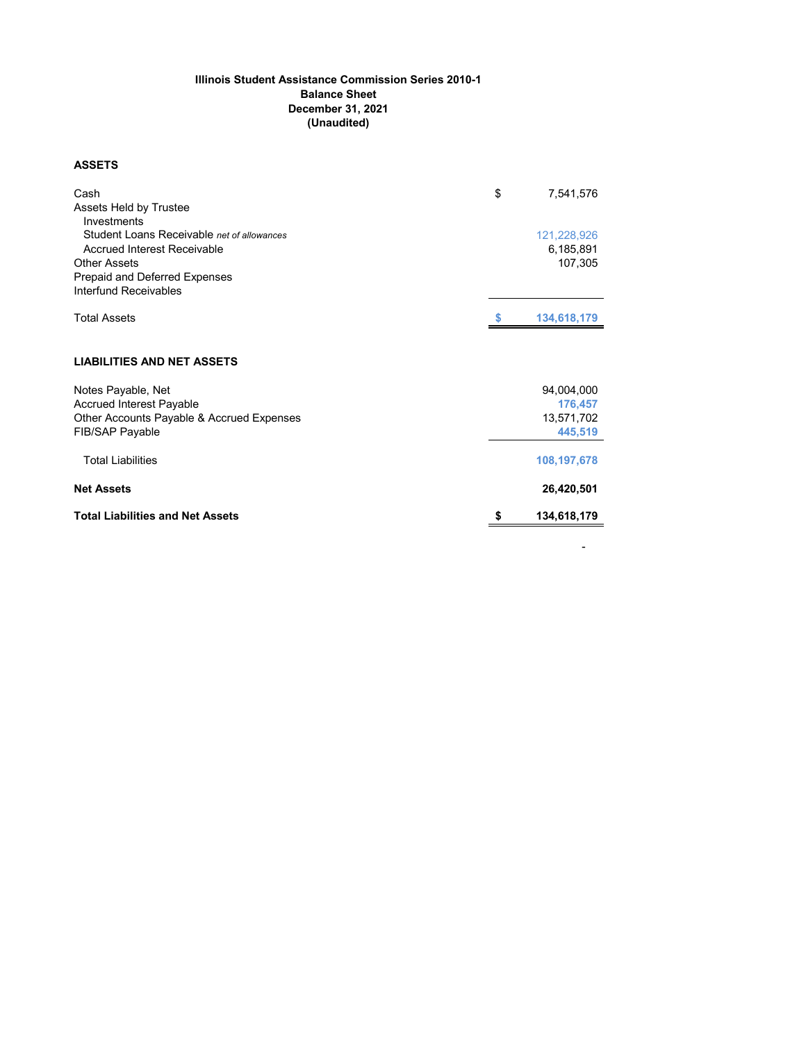**Illinois Student Assistance Commission Series 2010-1**
**Balance Sheet**
**December 31, 2021**
**(Unaudited)**

**ASSETS**

| | | |
|---|---|---|
| Cash | $ | 7,541,576 |
| Assets Held by Trustee | | |
| Investments | | |
| Student Loans Receivable *net of allowances* | | 121,228,926 |
| Accrued Interest Receivable | | 6,185,891 |
| Other Assets | | 107,305 |
| Prepaid and Deferred Expenses | | |
| Interfund Receivables | | |
| Total Assets | **$** | **134,618,179** |

**LIABILITIES AND NET ASSETS**

| | | |
|---|---|---|
| Notes Payable, Net | | 94,004,000 |
| Accrued Interest Payable | | **176,457** |
| Other Accounts Payable & Accrued Expenses | | 13,571,702 |
| FIB/SAP Payable | | **445,519** |
| Total Liabilities | | **108,197,678** |
| **Net Assets** | | **26,420,501** |
| **Total Liabilities and Net Assets** | **$** | **134,618,179** |
| | | - |